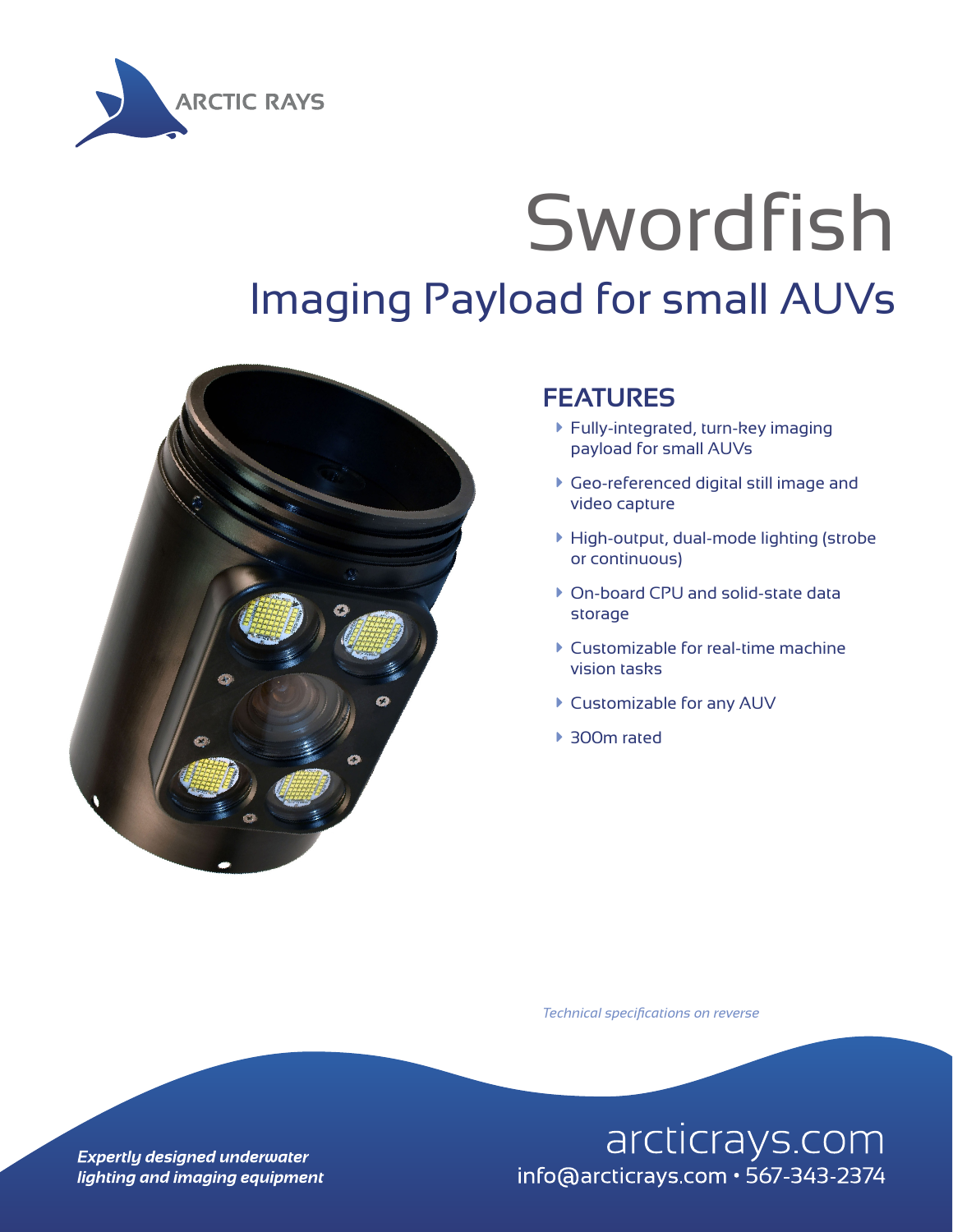ARCTIC RAYS

# Swordfish

## Imaging Payload for small AUVs

### FEATURES

- Fully-integrated, turn-key imaging payload for small AUVs
- Geo-referenced digital still image and video capture
- High-output, dual-mode lighting (strobe or continuous)
- On-board CPU and solid-state data storage
- Customizable for real-time machine vision tasks
- Customizable for any AUV
- 300m rated

*Technical specifications on reverse*

***Expertly designed underwater lighting and imaging equipment***

arcticrays.com
info@arcticrays.com • 567-343-2374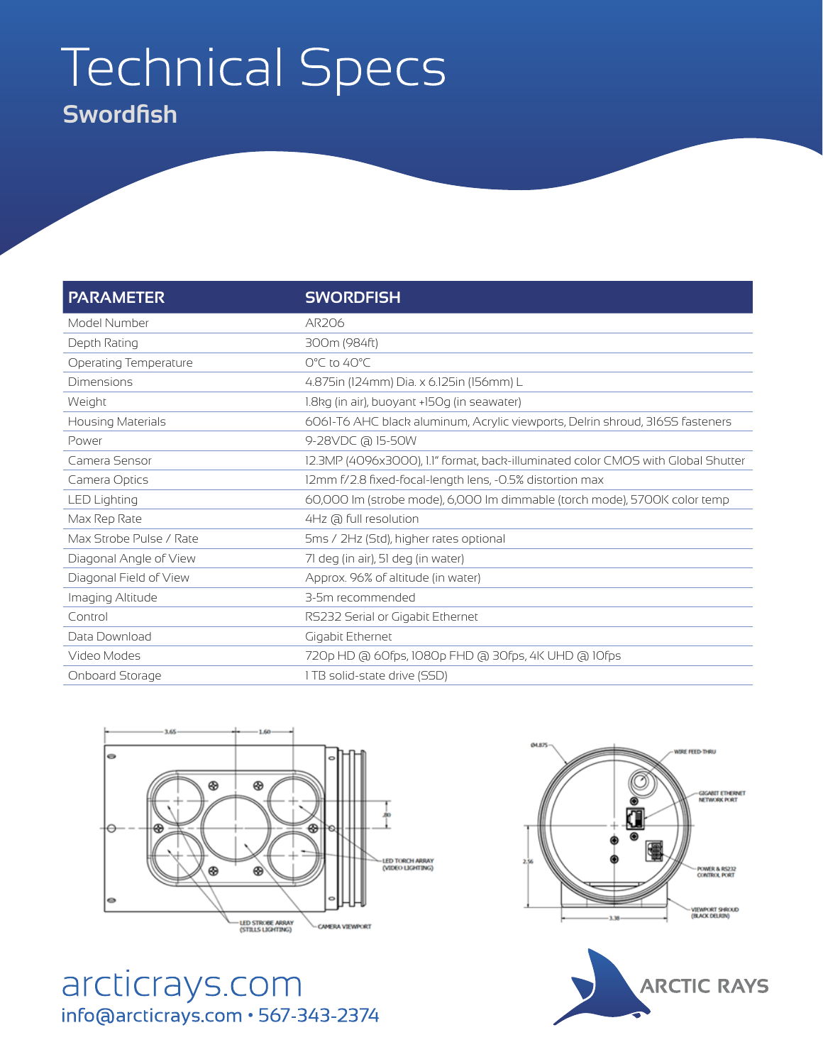# Technical Specs

## Swordfish

| PARAMETER | SWORDFISH |
|---|---|
| Model Number | AR206 |
| Depth Rating | 300m (984ft) |
| Operating Temperature | 0°C to 40°C |
| Dimensions | 4.875in (124mm) Dia. x 6.125in (156mm) L |
| Weight | 1.8kg (in air), buoyant +150g (in seawater) |
| Housing Materials | 6061-T6 AHC black aluminum, Acrylic viewports, Delrin shroud, 316SS fasteners |
| Power | 9-28VDC @ 15-50W |
| Camera Sensor | 12.3MP (4096x3000), 1.1" format, back-illuminated color CMOS with Global Shutter |
| Camera Optics | 12mm f/2.8 fixed-focal-length lens, -0.5% distortion max |
| LED Lighting | 60,000 lm (strobe mode), 6,000 lm dimmable (torch mode), 5700K color temp |
| Max Rep Rate | 4Hz @ full resolution |
| Max Strobe Pulse / Rate | 5ms / 2Hz (Std), higher rates optional |
| Diagonal Angle of View | 71 deg (in air), 51 deg (in water) |
| Diagonal Field of View | Approx. 96% of altitude (in water) |
| Imaging Altitude | 3-5m recommended |
| Control | RS232 Serial or Gigabit Ethernet |
| Data Download | Gigabit Ethernet |
| Video Modes | 720p HD @ 60fps, 1080p FHD @ 30fps, 4K UHD @ 10fps |
| Onboard Storage | 1 TB solid-state drive (SSD) |

3.65
1.60
.80
LED TORCH ARRAY (VIDEO LIGHTING)
LED STROBE ARRAY (STILLS LIGHTING)
CAMERA VIEWPORT

Ø4.875
WIRE FEED-THRU
GIGABIT ETHERNET NETWORK PORT
2.56
POWER & RS232 CONTROL PORT
VIEWPORT SHROUD (BLACK DELRIN)
3.38

arcticrays.com
info@arcticrays.com • 567-343-2374

ARCTIC RAYS